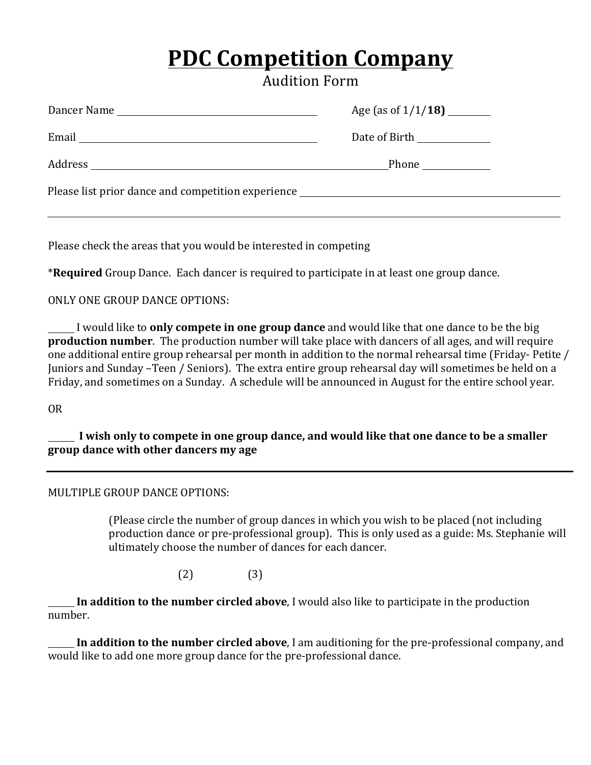# PDC Competition Company

Audition Form

Dancer Name ______________________ Age (as of 1/1/**18)** ________

Email ______________________ Date of Birth ____________

Address ______________________ Phone ____________

Please list prior dance and competition experience ______________________

______________________________________________

Please check the areas that you would be interested in competing

*__Required__ Group Dance. Each dancer is required to participate in at least one group dance.

ONLY ONE GROUP DANCE OPTIONS:

_____ I would like to **only compete in one group dance** and would like that one dance to be the big **production number**. The production number will take place with dancers of all ages, and will require one additional entire group rehearsal per month in addition to the normal rehearsal time (Friday- Petite / Juniors and Sunday –Teen / Seniors). The extra entire group rehearsal day will sometimes be held on a Friday, and sometimes on a Sunday. A schedule will be announced in August for the entire school year.

OR

_____ **I wish only to compete in one group dance, and would like that one dance to be a smaller group dance with other dancers my age**

---

MULTIPLE GROUP DANCE OPTIONS:

(Please circle the number of group dances in which you wish to be placed (not including production dance or pre-professional group). This is only used as a guide: Ms. Stephanie will ultimately choose the number of dances for each dancer.

(2) (3)

_____ **In addition to the number circled above**, I would also like to participate in the production number.

_____ **In addition to the number circled above**, I am auditioning for the pre-professional company, and would like to add one more group dance for the pre-professional dance.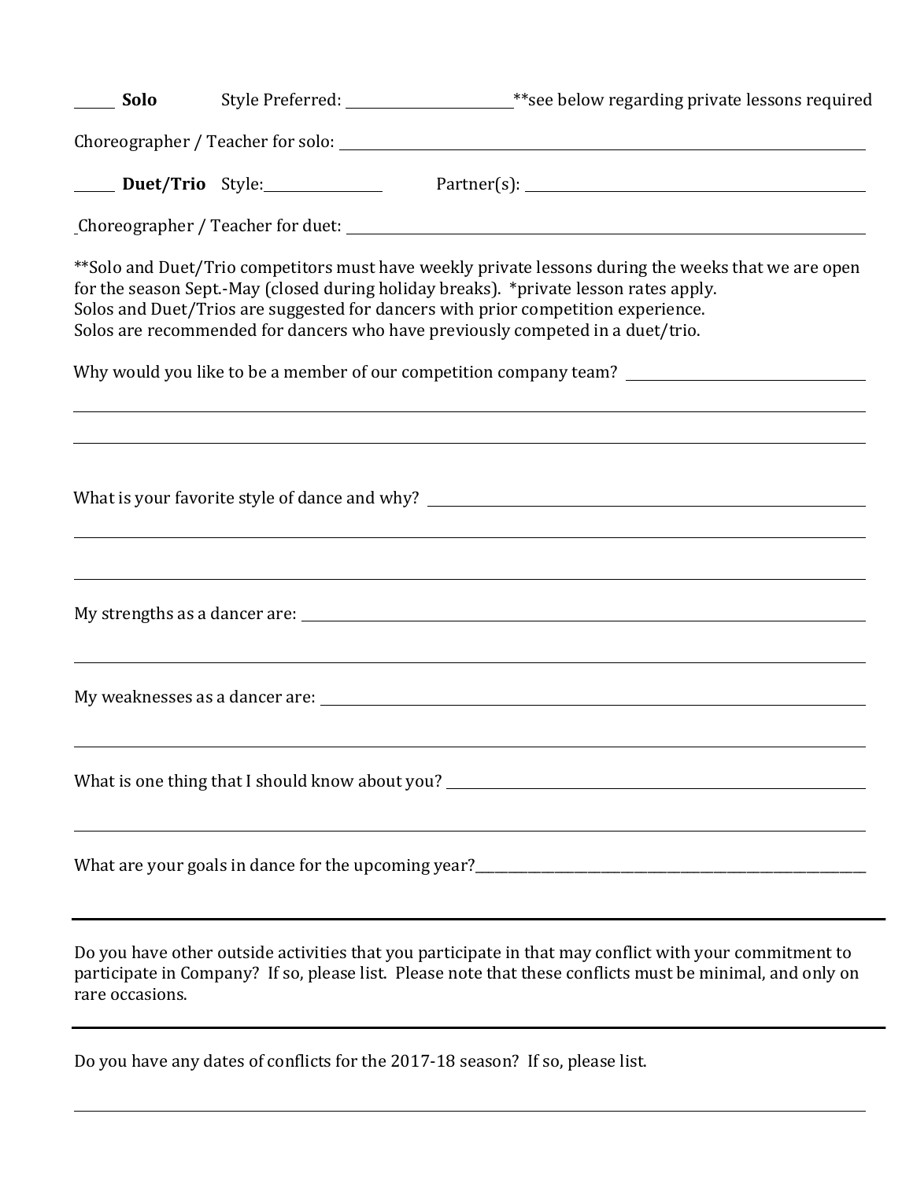______ **Solo** Style Preferred: ______________________ **see below regarding private lessons required

Choreographer / Teacher for solo: ______________________________________________

______ **Duet/Trio** Style: ________________ Partner(s): ______________________________

Choreographer / Teacher for duet: ______________________________________________

**Solo and Duet/Trio competitors must have weekly private lessons during the weeks that we are open for the season Sept.-May (closed during holiday breaks). *private lesson rates apply.
Solos and Duet/Trios are suggested for dancers with prior competition experience.
Solos are recommended for dancers who have previously competed in a duet/trio.

Why would you like to be a member of our competition company team? ______________________________

______________________________________________________________________________

______________________________________________________________________________

What is your favorite style of dance and why? ______________________________________

______________________________________________________________________________

______________________________________________________________________________

My strengths as a dancer are: __________________________________________________

______________________________________________________________________________

My weaknesses as a dancer are: ________________________________________________

______________________________________________________________________________

What is one thing that I should know about you? ____________________________________

______________________________________________________________________________

What are your goals in dance for the upcoming year?____________________________________

---

Do you have other outside activities that you participate in that may conflict with your commitment to participate in Company? If so, please list. Please note that these conflicts must be minimal, and only on rare occasions.

---

Do you have any dates of conflicts for the 2017-18 season? If so, please list.

______________________________________________________________________________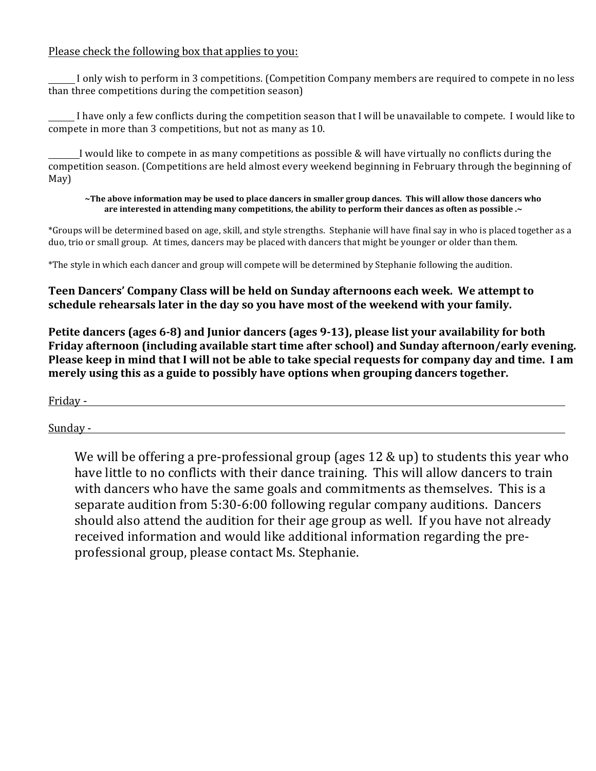Please check the following box that applies to you:

\_\_\_\_\_\_ I only wish to perform in 3 competitions. (Competition Company members are required to compete in no less than three competitions during the competition season)

\_\_\_\_\_\_ I have only a few conflicts during the competition season that I will be unavailable to compete. I would like to compete in more than 3 competitions, but not as many as 10.

\_\_\_\_\_\_ I would like to compete in as many competitions as possible & will have virtually no conflicts during the competition season. (Competitions are held almost every weekend beginning in February through the beginning of May)

**~The above information may be used to place dancers in smaller group dances. This will allow those dancers who are interested in attending many competitions, the ability to perform their dances as often as possible .~**

*Groups will be determined based on age, skill, and style strengths. Stephanie will have final say in who is placed together as a duo, trio or small group. At times, dancers may be placed with dancers that might be younger or older than them.

*The style in which each dancer and group will compete will be determined by Stephanie following the audition.

**Teen Dancers' Company Class will be held on Sunday afternoons each week. We attempt to schedule rehearsals later in the day so you have most of the weekend with your family.**

**Petite dancers (ages 6-8) and Junior dancers (ages 9-13), please list your availability for both Friday afternoon (including available start time after school) and Sunday afternoon/early evening. Please keep in mind that I will not be able to take special requests for company day and time. I am merely using this as a guide to possibly have options when grouping dancers together.**

Friday - \_\_\_\_\_\_\_\_\_\_\_\_\_\_\_\_\_\_\_\_\_\_\_\_\_\_\_\_\_\_\_\_\_\_\_\_\_\_\_\_\_\_\_\_

Sunday - \_\_\_\_\_\_\_\_\_\_\_\_\_\_\_\_\_\_\_\_\_\_\_\_\_\_\_\_\_\_\_\_\_\_\_\_\_\_\_\_\_\_\_\_

We will be offering a pre-professional group (ages 12 & up) to students this year who have little to no conflicts with their dance training. This will allow dancers to train with dancers who have the same goals and commitments as themselves. This is a separate audition from 5:30-6:00 following regular company auditions. Dancers should also attend the audition for their age group as well. If you have not already received information and would like additional information regarding the pre-professional group, please contact Ms. Stephanie.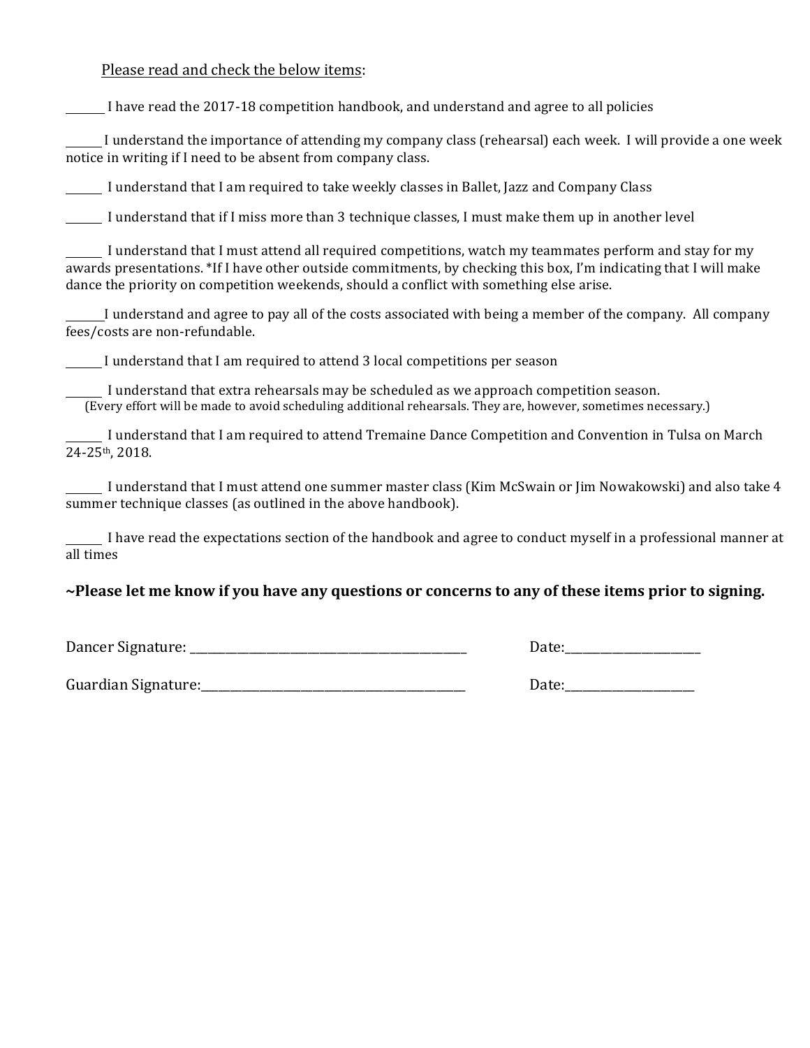<u>Please read and check the below items</u>:

______ I have read the 2017-18 competition handbook, and understand and agree to all policies

______ I understand the importance of attending my company class (rehearsal) each week. I will provide a one week notice in writing if I need to be absent from company class.

______ I understand that I am required to take weekly classes in Ballet, Jazz and Company Class

______ I understand that if I miss more than 3 technique classes, I must make them up in another level

______ I understand that I must attend all required competitions, watch my teammates perform and stay for my awards presentations. *If I have other outside commitments, by checking this box, I'm indicating that I will make dance the priority on competition weekends, should a conflict with something else arise.

______ I understand and agree to pay all of the costs associated with being a member of the company. All company fees/costs are non-refundable.

______ I understand that I am required to attend 3 local competitions per season

______ I understand that extra rehearsals may be scheduled as we approach competition season.
(Every effort will be made to avoid scheduling additional rehearsals. They are, however, sometimes necessary.)

______ I understand that I am required to attend Tremaine Dance Competition and Convention in Tulsa on March 24-25th, 2018.

______ I understand that I must attend one summer master class (Kim McSwain or Jim Nowakowski) and also take 4 summer technique classes (as outlined in the above handbook).

______ I have read the expectations section of the handbook and agree to conduct myself in a professional manner at all times

**~Please let me know if you have any questions or concerns to any of these items prior to signing.**

Dancer Signature: ________________________________________ Date:____________________

Guardian Signature:_______________________________________ Date:___________________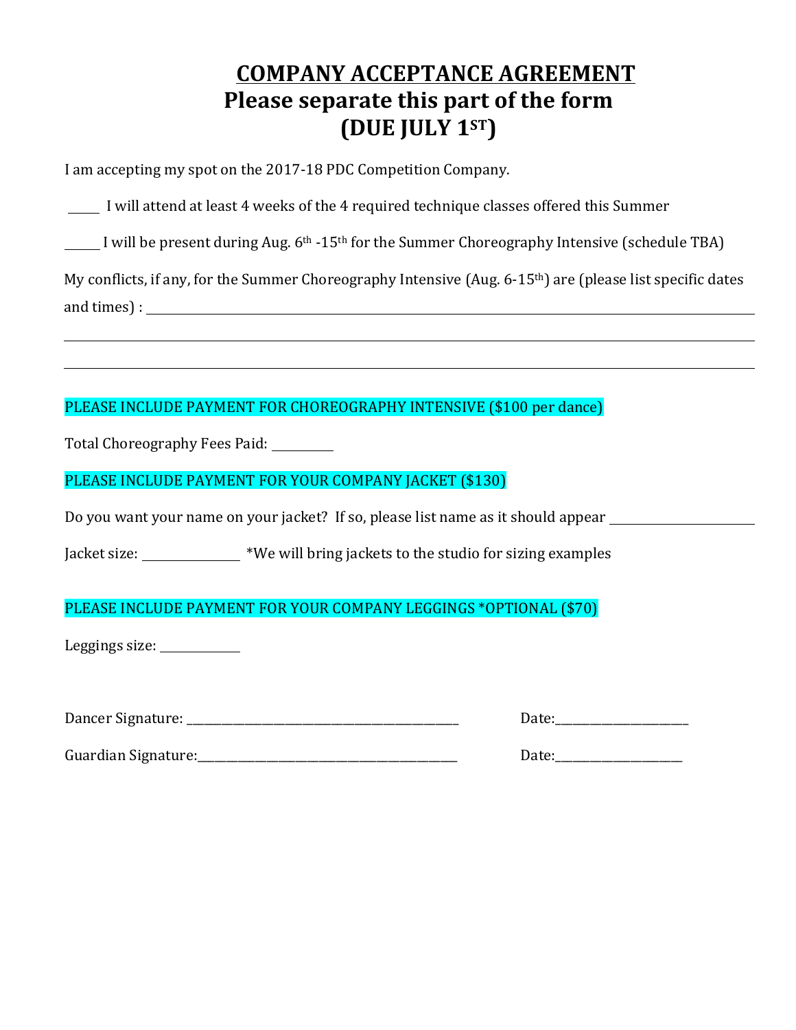# COMPANY ACCEPTANCE AGREEMENT
## Please separate this part of the form (DUE JULY 1ST)

I am accepting my spot on the 2017-18 PDC Competition Company.

_____ I will attend at least 4 weeks of the 4 required technique classes offered this Summer

_____ I will be present during Aug. 6th -15th for the Summer Choreography Intensive (schedule TBA)

My conflicts, if any, for the Summer Choreography Intensive (Aug. 6-15th) are (please list specific dates and times) : ______________________________________________

______________________________________________

______________________________________________

PLEASE INCLUDE PAYMENT FOR CHOREOGRAPHY INTENSIVE ($100 per dance)

Total Choreography Fees Paid: _________

PLEASE INCLUDE PAYMENT FOR YOUR COMPANY JACKET ($130)

Do you want your name on your jacket? If so, please list name as it should appear _______________

Jacket size: _____________ *We will bring jackets to the studio for sizing examples

PLEASE INCLUDE PAYMENT FOR YOUR COMPANY LEGGINGS *OPTIONAL ($70)

Leggings size: ___________

Dancer Signature: ______________________________________ Date:___________________

Guardian Signature:_____________________________________ Date:__________________